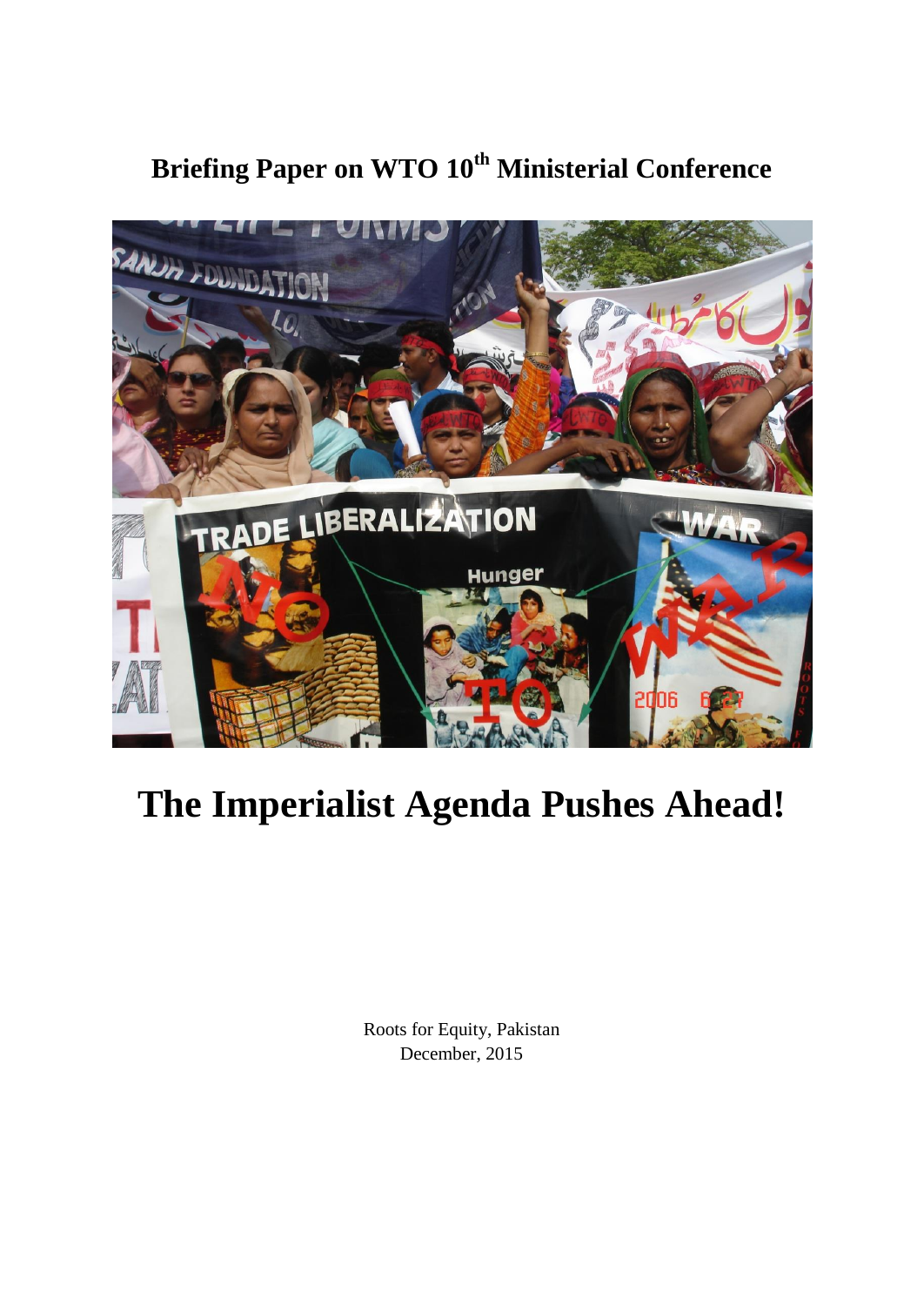# Briefing Paper on WTO 10th Ministerial Conference

# The Imperialist Agenda Pushes Ahead!

Roots for Equity, Pakistan
December, 2015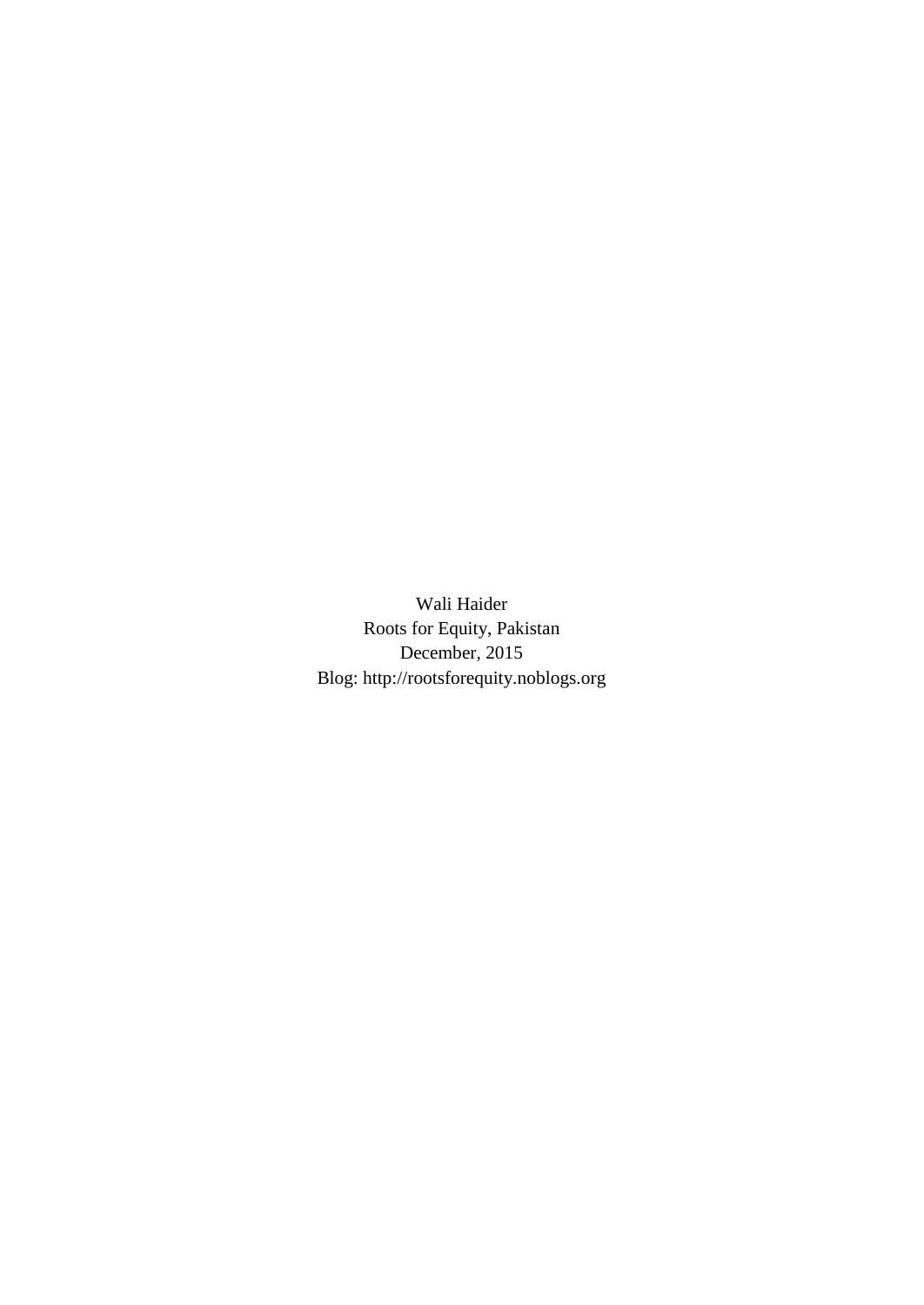Wali Haider
Roots for Equity, Pakistan
December, 2015
Blog: http://rootsforequity.noblogs.org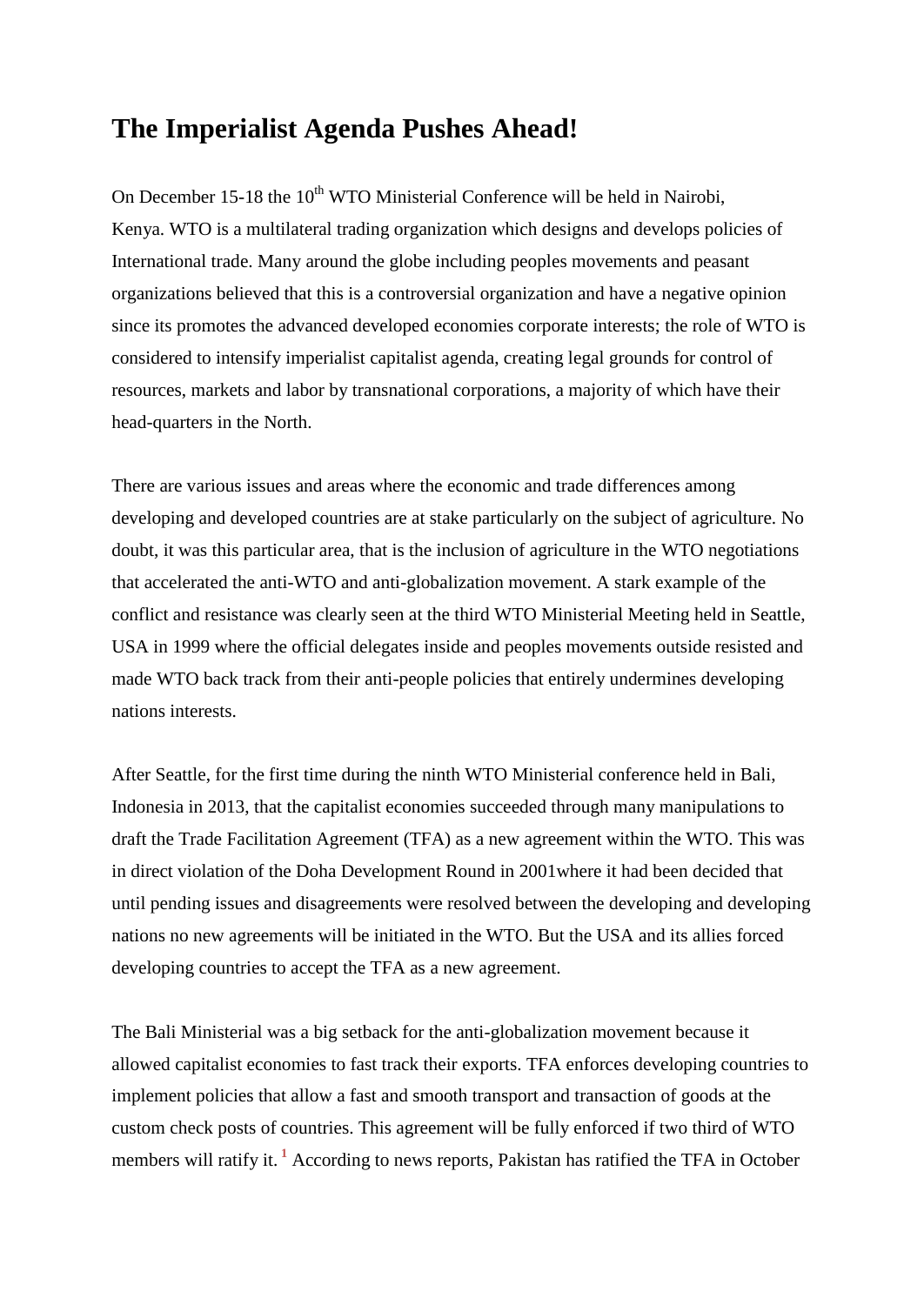# The Imperialist Agenda Pushes Ahead!

On December 15-18 the 10th WTO Ministerial Conference will be held in Nairobi, Kenya. WTO is a multilateral trading organization which designs and develops policies of International trade. Many around the globe including peoples movements and peasant organizations believed that this is a controversial organization and have a negative opinion since its promotes the advanced developed economies corporate interests; the role of WTO is considered to intensify imperialist capitalist agenda, creating legal grounds for control of resources, markets and labor by transnational corporations, a majority of which have their head-quarters in the North.

There are various issues and areas where the economic and trade differences among developing and developed countries are at stake particularly on the subject of agriculture. No doubt, it was this particular area, that is the inclusion of agriculture in the WTO negotiations that accelerated the anti-WTO and anti-globalization movement. A stark example of the conflict and resistance was clearly seen at the third WTO Ministerial Meeting held in Seattle, USA in 1999 where the official delegates inside and peoples movements outside resisted and made WTO back track from their anti-people policies that entirely undermines developing nations interests.

After Seattle, for the first time during the ninth WTO Ministerial conference held in Bali, Indonesia in 2013, that the capitalist economies succeeded through many manipulations to draft the Trade Facilitation Agreement (TFA) as a new agreement within the WTO. This was in direct violation of the Doha Development Round in 2001where it had been decided that until pending issues and disagreements were resolved between the developing and developing nations no new agreements will be initiated in the WTO. But the USA and its allies forced developing countries to accept the TFA as a new agreement.

The Bali Ministerial was a big setback for the anti-globalization movement because it allowed capitalist economies to fast track their exports. TFA enforces developing countries to implement policies that allow a fast and smooth transport and transaction of goods at the custom check posts of countries. This agreement will be fully enforced if two third of WTO members will ratify it. [1] According to news reports, Pakistan has ratified the TFA in October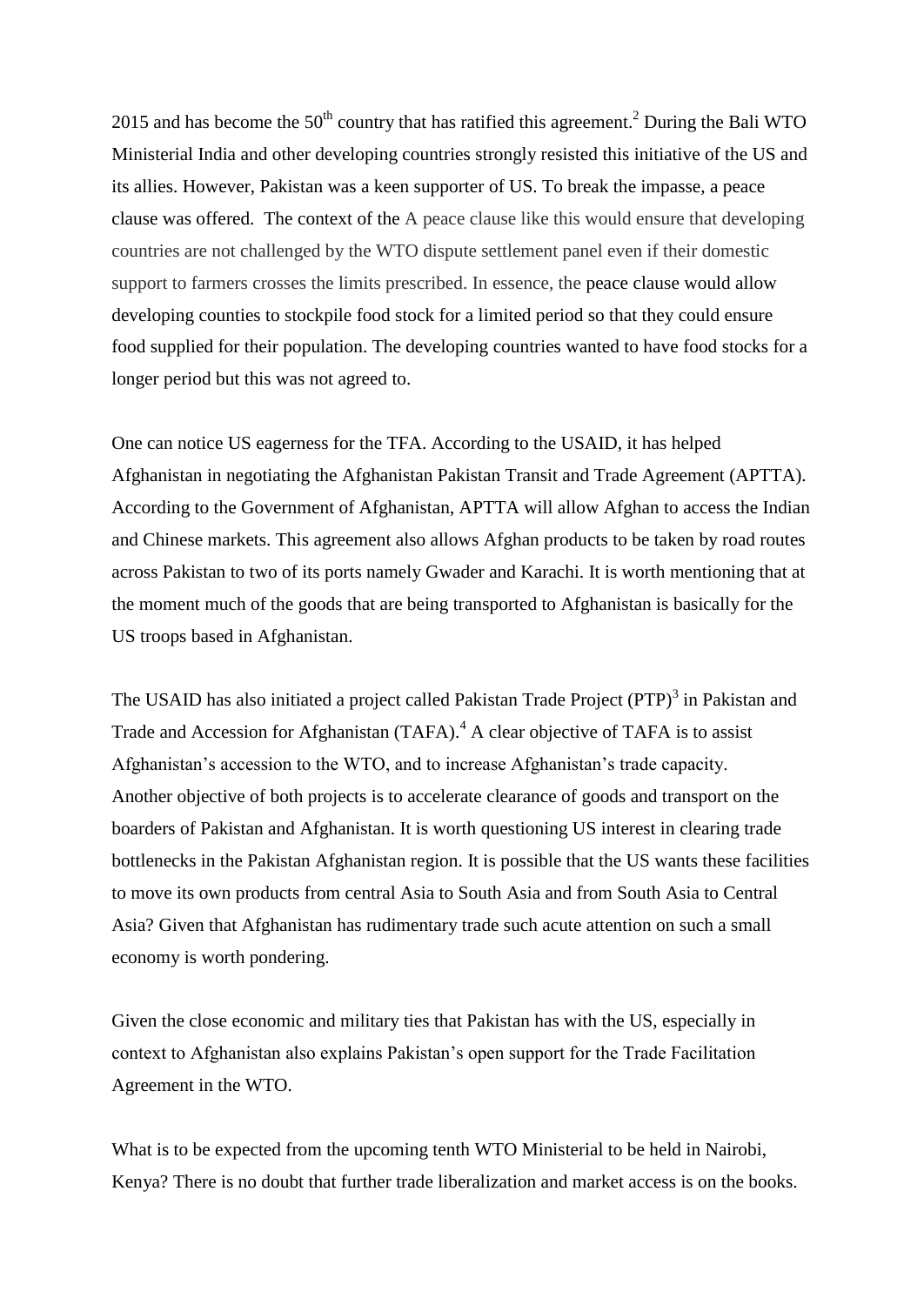2015 and has become the 50th country that has ratified this agreement.[2] During the Bali WTO Ministerial India and other developing countries strongly resisted this initiative of the US and its allies. However, Pakistan was a keen supporter of US. To break the impasse, a peace clause was offered. The context of the A peace clause like this would ensure that developing countries are not challenged by the WTO dispute settlement panel even if their domestic support to farmers crosses the limits prescribed. In essence, the peace clause would allow developing counties to stockpile food stock for a limited period so that they could ensure food supplied for their population. The developing countries wanted to have food stocks for a longer period but this was not agreed to.

One can notice US eagerness for the TFA. According to the USAID, it has helped Afghanistan in negotiating the Afghanistan Pakistan Transit and Trade Agreement (APTTA). According to the Government of Afghanistan, APTTA will allow Afghan to access the Indian and Chinese markets. This agreement also allows Afghan products to be taken by road routes across Pakistan to two of its ports namely Gwader and Karachi. It is worth mentioning that at the moment much of the goods that are being transported to Afghanistan is basically for the US troops based in Afghanistan.

The USAID has also initiated a project called Pakistan Trade Project (PTP)[3] in Pakistan and Trade and Accession for Afghanistan (TAFA).[4] A clear objective of TAFA is to assist Afghanistan's accession to the WTO, and to increase Afghanistan's trade capacity. Another objective of both projects is to accelerate clearance of goods and transport on the boarders of Pakistan and Afghanistan. It is worth questioning US interest in clearing trade bottlenecks in the Pakistan Afghanistan region. It is possible that the US wants these facilities to move its own products from central Asia to South Asia and from South Asia to Central Asia? Given that Afghanistan has rudimentary trade such acute attention on such a small economy is worth pondering.

Given the close economic and military ties that Pakistan has with the US, especially in context to Afghanistan also explains Pakistan's open support for the Trade Facilitation Agreement in the WTO.

What is to be expected from the upcoming tenth WTO Ministerial to be held in Nairobi, Kenya? There is no doubt that further trade liberalization and market access is on the books.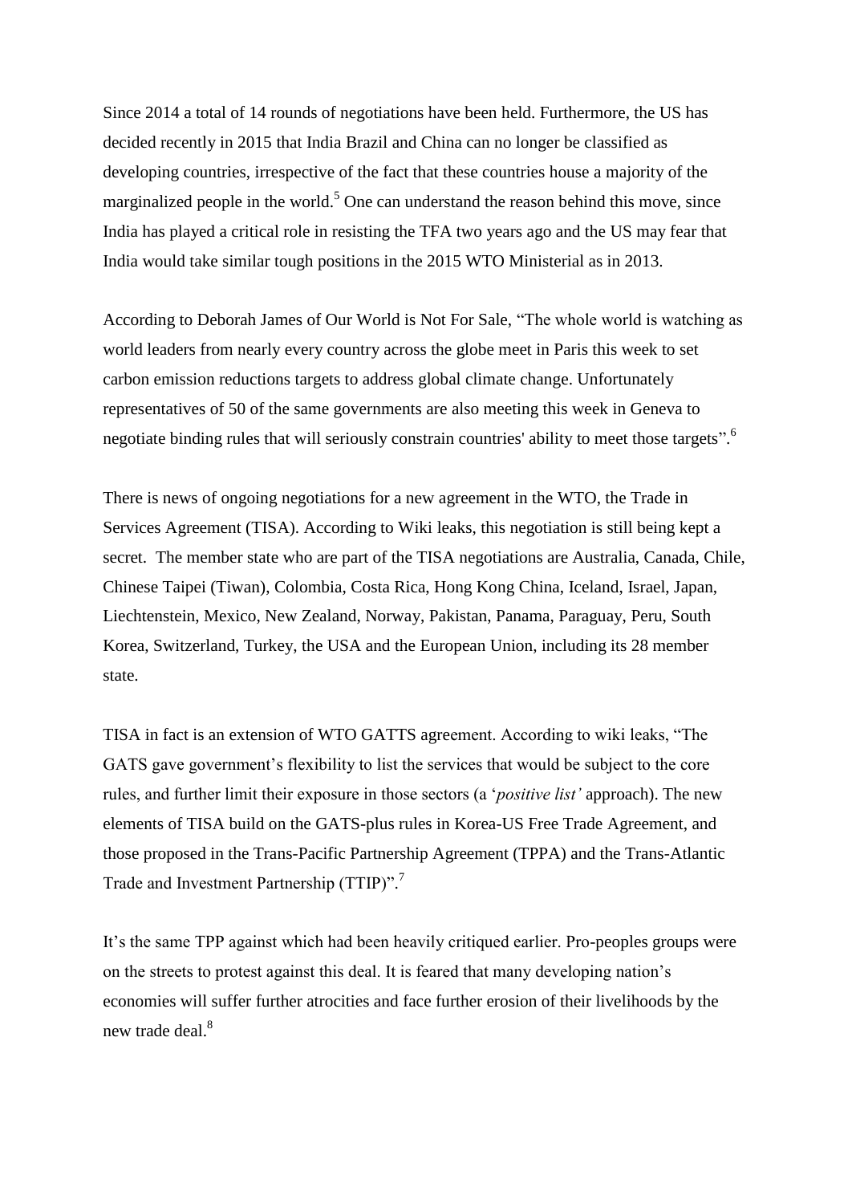Since 2014 a total of 14 rounds of negotiations have been held. Furthermore, the US has decided recently in 2015 that India Brazil and China can no longer be classified as developing countries, irrespective of the fact that these countries house a majority of the marginalized people in the world.[5] One can understand the reason behind this move, since India has played a critical role in resisting the TFA two years ago and the US may fear that India would take similar tough positions in the 2015 WTO Ministerial as in 2013.

According to Deborah James of Our World is Not For Sale, "The whole world is watching as world leaders from nearly every country across the globe meet in Paris this week to set carbon emission reductions targets to address global climate change. Unfortunately representatives of 50 of the same governments are also meeting this week in Geneva to negotiate binding rules that will seriously constrain countries' ability to meet those targets".[6]

There is news of ongoing negotiations for a new agreement in the WTO, the Trade in Services Agreement (TISA). According to Wiki leaks, this negotiation is still being kept a secret. The member state who are part of the TISA negotiations are Australia, Canada, Chile, Chinese Taipei (Tiwan), Colombia, Costa Rica, Hong Kong China, Iceland, Israel, Japan, Liechtenstein, Mexico, New Zealand, Norway, Pakistan, Panama, Paraguay, Peru, South Korea, Switzerland, Turkey, the USA and the European Union, including its 28 member state.

TISA in fact is an extension of WTO GATTS agreement. According to wiki leaks, "The GATS gave government's flexibility to list the services that would be subject to the core rules, and further limit their exposure in those sectors (a '*positive list'* approach). The new elements of TISA build on the GATS-plus rules in Korea-US Free Trade Agreement, and those proposed in the Trans-Pacific Partnership Agreement (TPPA) and the Trans-Atlantic Trade and Investment Partnership (TTIP)".[7]

It's the same TPP against which had been heavily critiqued earlier. Pro-peoples groups were on the streets to protest against this deal. It is feared that many developing nation's economies will suffer further atrocities and face further erosion of their livelihoods by the new trade deal.[8]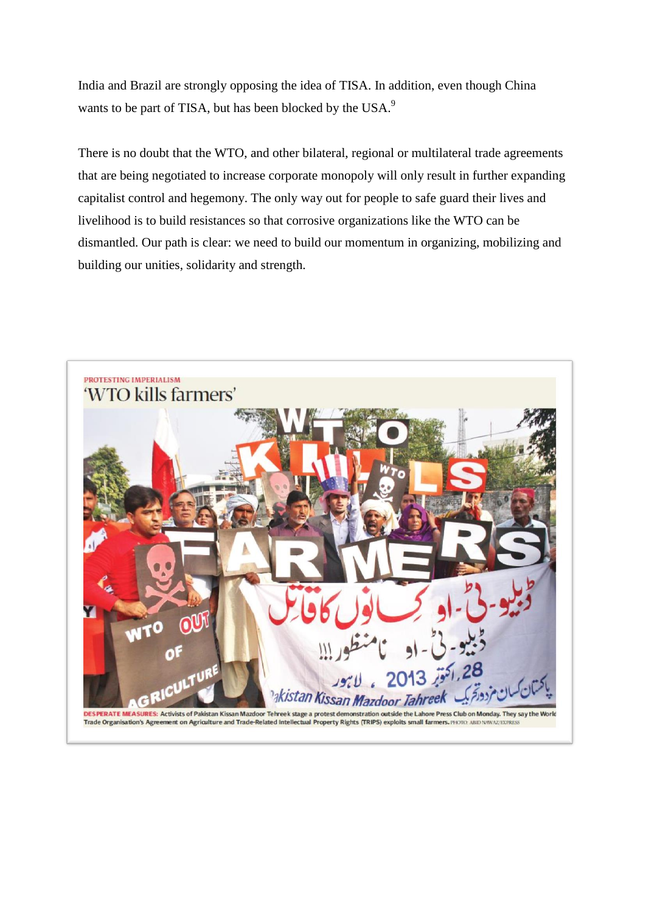India and Brazil are strongly opposing the idea of TISA. In addition, even though China wants to be part of TISA, but has been blocked by the USA.[9]

There is no doubt that the WTO, and other bilateral, regional or multilateral trade agreements that are being negotiated to increase corporate monopoly will only result in further expanding capitalist control and hegemony. The only way out for people to safe guard their lives and livelihood is to build resistances so that corrosive organizations like the WTO can be dismantled. Our path is clear: we need to build our momentum in organizing, mobilizing and building our unities, solidarity and strength.

PROTESTING IMPERIALISM

'WTO kills farmers'

DESPERATE MEASURES: Activists of Pakistan Kissan Mazdoor Tehreek stage a protest demonstration outside the Lahore Press Club on Monday. They say the World Trade Organisation's Agreement on Agriculture and Trade-Related Intellectual Property Rights (TRIPS) exploits small farmers. PHOTO: ABID NAWAZ/EXPRESS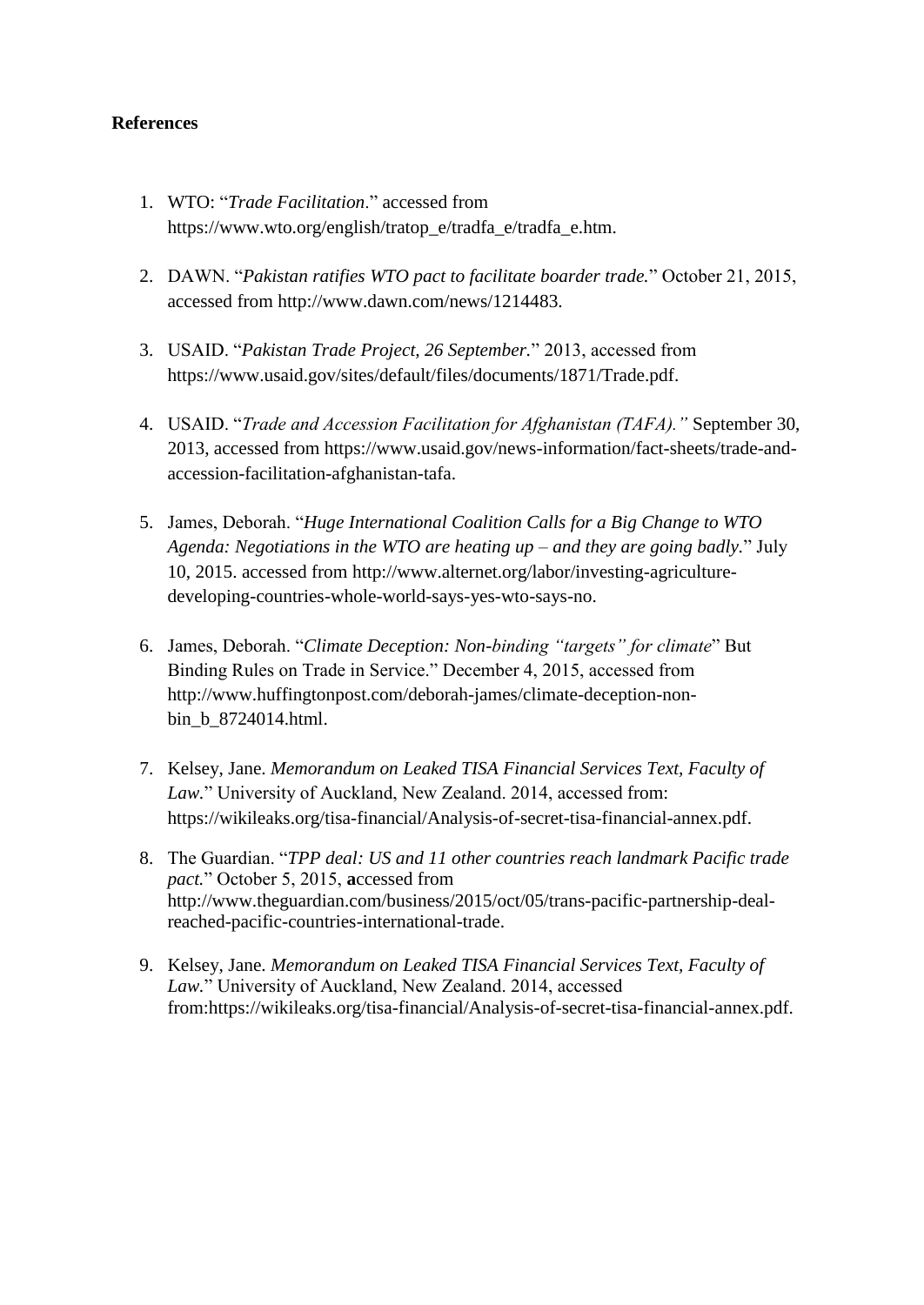**References**

1. WTO: "*Trade Facilitation*." accessed from https://www.wto.org/english/tratop_e/tradfa_e/tradfa_e.htm.

2. DAWN. "*Pakistan ratifies WTO pact to facilitate boarder trade.*" October 21, 2015, accessed from http://www.dawn.com/news/1214483.

3. USAID. "*Pakistan Trade Project, 26 September.*" 2013, accessed from https://www.usaid.gov/sites/default/files/documents/1871/Trade.pdf.

4. USAID. "*Trade and Accession Facilitation for Afghanistan (TAFA).*" September 30, 2013, accessed from https://www.usaid.gov/news-information/fact-sheets/trade-and-accession-facilitation-afghanistan-tafa.

5. James, Deborah. "*Huge International Coalition Calls for a Big Change to WTO Agenda: Negotiations in the WTO are heating up – and they are going badly.*" July 10, 2015. accessed from http://www.alternet.org/labor/investing-agriculture-developing-countries-whole-world-says-yes-wto-says-no.

6. James, Deborah. "*Climate Deception: Non-binding "targets" for climate*" But Binding Rules on Trade in Service." December 4, 2015, accessed from http://www.huffingtonpost.com/deborah-james/climate-deception-non-bin_b_8724014.html.

7. Kelsey, Jane. *Memorandum on Leaked TISA Financial Services Text, Faculty of Law.*" University of Auckland, New Zealand. 2014, accessed from: https://wikileaks.org/tisa-financial/Analysis-of-secret-tisa-financial-annex.pdf.

8. The Guardian. "*TPP deal: US and 11 other countries reach landmark Pacific trade pact.*" October 5, 2015, **a**ccessed from http://www.theguardian.com/business/2015/oct/05/trans-pacific-partnership-deal-reached-pacific-countries-international-trade.

9. Kelsey, Jane. *Memorandum on Leaked TISA Financial Services Text, Faculty of Law.*" University of Auckland, New Zealand. 2014, accessed from:https://wikileaks.org/tisa-financial/Analysis-of-secret-tisa-financial-annex.pdf.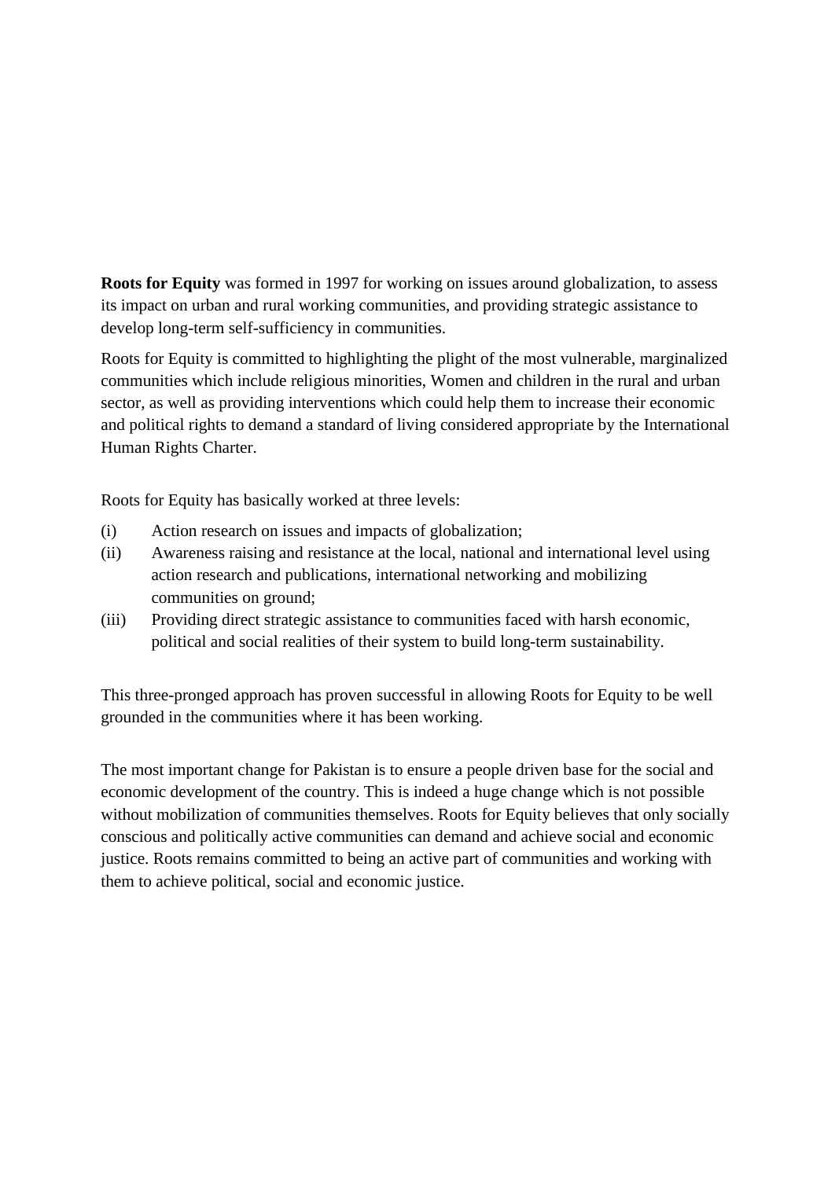**Roots for Equity** was formed in 1997 for working on issues around globalization, to assess its impact on urban and rural working communities, and providing strategic assistance to develop long-term self-sufficiency in communities.

Roots for Equity is committed to highlighting the plight of the most vulnerable, marginalized communities which include religious minorities, Women and children in the rural and urban sector, as well as providing interventions which could help them to increase their economic and political rights to demand a standard of living considered appropriate by the International Human Rights Charter.

Roots for Equity has basically worked at three levels:

(i) Action research on issues and impacts of globalization;
(ii) Awareness raising and resistance at the local, national and international level using action research and publications, international networking and mobilizing communities on ground;
(iii) Providing direct strategic assistance to communities faced with harsh economic, political and social realities of their system to build long-term sustainability.

This three-pronged approach has proven successful in allowing Roots for Equity to be well grounded in the communities where it has been working.

The most important change for Pakistan is to ensure a people driven base for the social and economic development of the country. This is indeed a huge change which is not possible without mobilization of communities themselves. Roots for Equity believes that only socially conscious and politically active communities can demand and achieve social and economic justice. Roots remains committed to being an active part of communities and working with them to achieve political, social and economic justice.